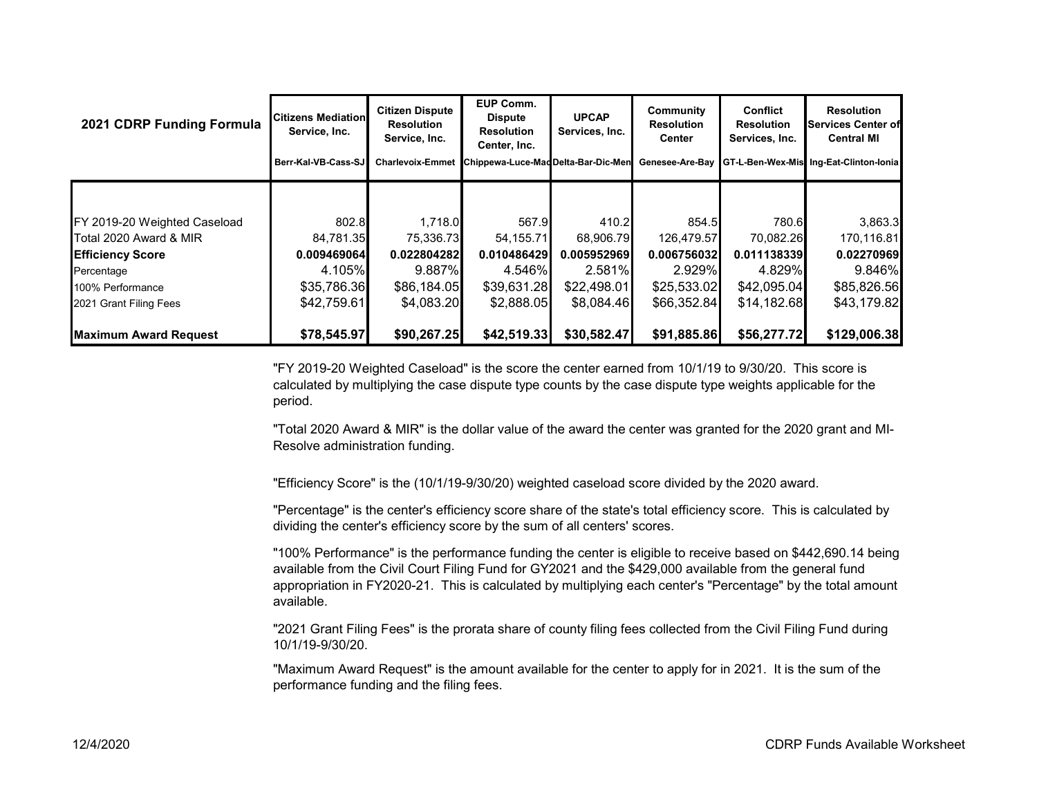| 2021 CDRP Funding Formula | Citizens Mediation Service, Inc. | Citizen Dispute Resolution Service, Inc. | EUP Comm. Dispute Resolution Center, Inc. | UPCAP Services, Inc. | Community Resolution Center | Conflict Resolution Services, Inc. | Resolution Services Center of Central MI |
|---|---|---|---|---|---|---|---|
| | Berr-Kal-VB-Cass-SJ | Charlevoix-Emmet | Chippewa-Luce-Mac | Delta-Bar-Dic-Men | Genesee-Are-Bay | GT-L-Ben-Wex-Mis | Ing-Eat-Clinton-Ionia |
| FY 2019-20 Weighted Caseload | 802.8 | 1,718.0 | 567.9 | 410.2 | 854.5 | 780.6 | 3,863.3 |
| Total 2020 Award & MIR | 84,781.35 | 75,336.73 | 54,155.71 | 68,906.79 | 126,479.57 | 70,082.26 | 170,116.81 |
| **Efficiency Score** | **0.009469064** | **0.022804282** | **0.010486429** | **0.005952969** | **0.006756032** | **0.011138339** | **0.02270969** |
| Percentage | 4.105% | 9.887% | 4.546% | 2.581% | 2.929% | 4.829% | 9.846% |
| 100% Performance | $35,786.36 | $86,184.05 | $39,631.28 | $22,498.01 | $25,533.02 | $42,095.04 | $85,826.56 |
| 2021 Grant Filing Fees | $42,759.61 | $4,083.20 | $2,888.05 | $8,084.46 | $66,352.84 | $14,182.68 | $43,179.82 |
| **Maximum Award Request** | **$78,545.97** | **$90,267.25** | **$42,519.33** | **$30,582.47** | **$91,885.86** | **$56,277.72** | **$129,006.38** |

"FY 2019-20 Weighted Caseload" is the score the center earned from 10/1/19 to 9/30/20. This score is calculated by multiplying the case dispute type counts by the case dispute type weights applicable for the period.

"Total 2020 Award & MIR" is the dollar value of the award the center was granted for the 2020 grant and MI-Resolve administration funding.

"Efficiency Score" is the (10/1/19-9/30/20) weighted caseload score divided by the 2020 award.

"Percentage" is the center's efficiency score share of the state's total efficiency score. This is calculated by dividing the center's efficiency score by the sum of all centers' scores.

"100% Performance" is the performance funding the center is eligible to receive based on $442,690.14 being available from the Civil Court Filing Fund for GY2021 and the $429,000 available from the general fund appropriation in FY2020-21. This is calculated by multiplying each center's "Percentage" by the total amount available.

"2021 Grant Filing Fees" is the prorata share of county filing fees collected from the Civil Filing Fund during 10/1/19-9/30/20.

"Maximum Award Request" is the amount available for the center to apply for in 2021. It is the sum of the performance funding and the filing fees.

12/4/2020

CDRP Funds Available Worksheet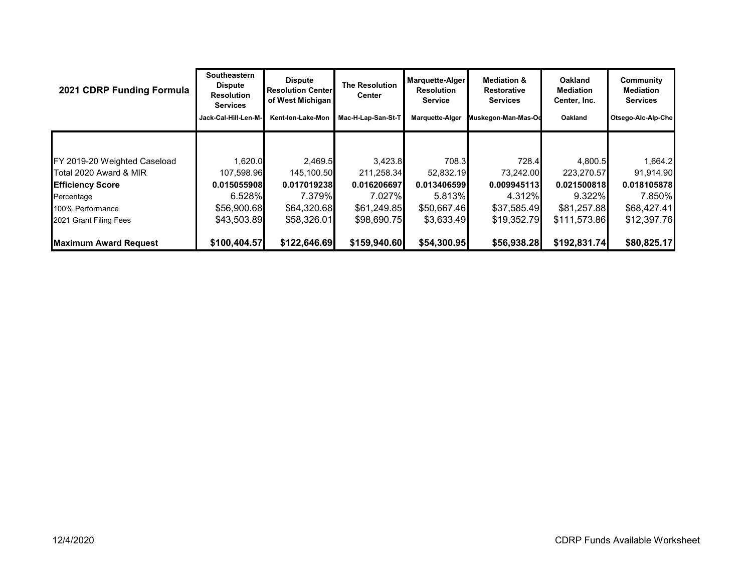| 2021 CDRP Funding Formula | Southeastern Dispute Resolution Services<br>Jack-Cal-Hill-Len-M- | Dispute Resolution Center of West Michigan<br>Kent-Ion-Lake-Mon | The Resolution Center<br>Mac-H-Lap-San-St-T | Marquette-Alger Resolution Service<br>Marquette-Alger | Mediation & Restorative Services<br>Muskegon-Man-Mas-Oc | Oakland Mediation Center, Inc.<br>Oakland | Community Mediation Services<br>Otsego-Alc-Alp-Che |
|---|---|---|---|---|---|---|---|
| FY 2019-20 Weighted Caseload | 1,620.0 | 2,469.5 | 3,423.8 | 708.3 | 728.4 | 4,800.5 | 1,664.2 |
| Total 2020 Award & MIR | 107,598.96 | 145,100.50 | 211,258.34 | 52,832.19 | 73,242.00 | 223,270.57 | 91,914.90 |
| **Efficiency Score** | **0.015055908** | **0.017019238** | **0.016206697** | **0.013406599** | **0.009945113** | **0.021500818** | **0.018105878** |
| Percentage | 6.528% | 7.379% | 7.027% | 5.813% | 4.312% | 9.322% | 7.850% |
| 100% Performance | $56,900.68 | $64,320.68 | $61,249.85 | $50,667.46 | $37,585.49 | $81,257.88 | $68,427.41 |
| 2021 Grant Filing Fees | $43,503.89 | $58,326.01 | $98,690.75 | $3,633.49 | $19,352.79 | $111,573.86 | $12,397.76 |
| **Maximum Award Request** | **$100,404.57** | **$122,646.69** | **$159,940.60** | **$54,300.95** | **$56,938.28** | **$192,831.74** | **$80,825.17** |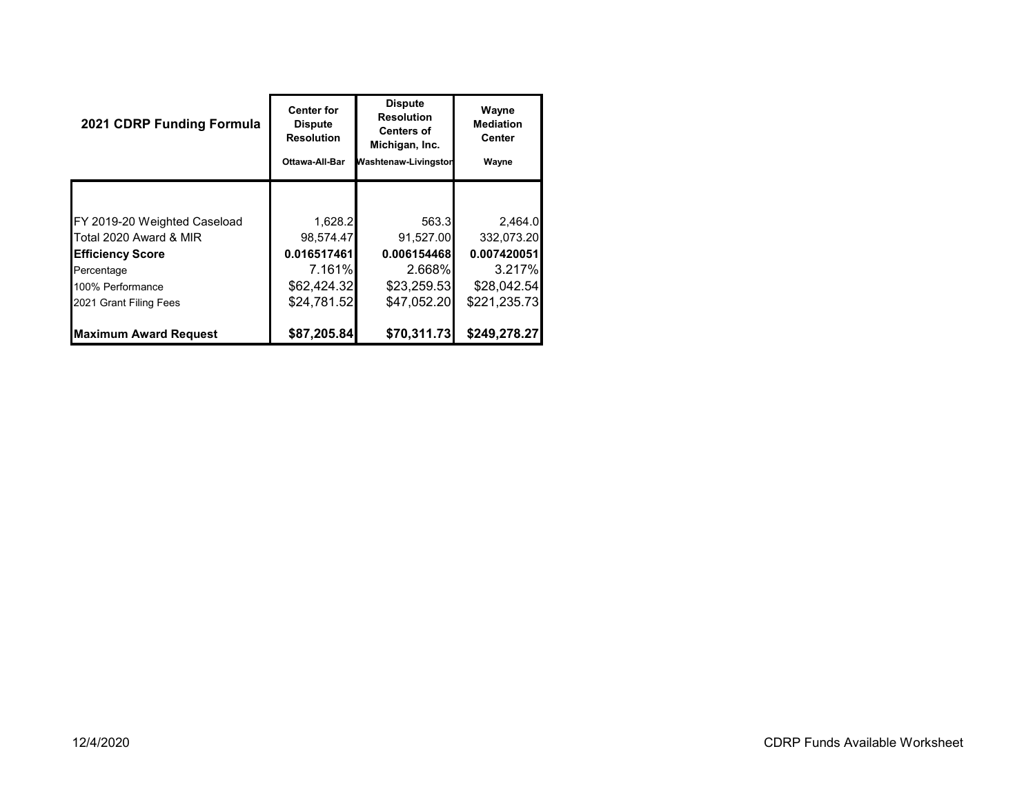| 2021 CDRP Funding Formula | Center for Dispute Resolution<br>Ottawa-All-Bar | Dispute Resolution Centers of Michigan, Inc.<br>Washtenaw-Livingston | Wayne Mediation Center<br>Wayne |
|---|---|---|---|
| FY 2019-20 Weighted Caseload | 1,628.2 | 563.3 | 2,464.0 |
| Total 2020 Award & MIR | 98,574.47 | 91,527.00 | 332,073.20 |
| **Efficiency Score** | **0.016517461** | **0.006154468** | **0.007420051** |
| Percentage | 7.161% | 2.668% | 3.217% |
| 100% Performance | $62,424.32 | $23,259.53 | $28,042.54 |
| 2021 Grant Filing Fees | $24,781.52 | $47,052.20 | $221,235.73 |
| **Maximum Award Request** | **$87,205.84** | **$70,311.73** | **$249,278.27** |

12/4/2020

CDRP Funds Available Worksheet